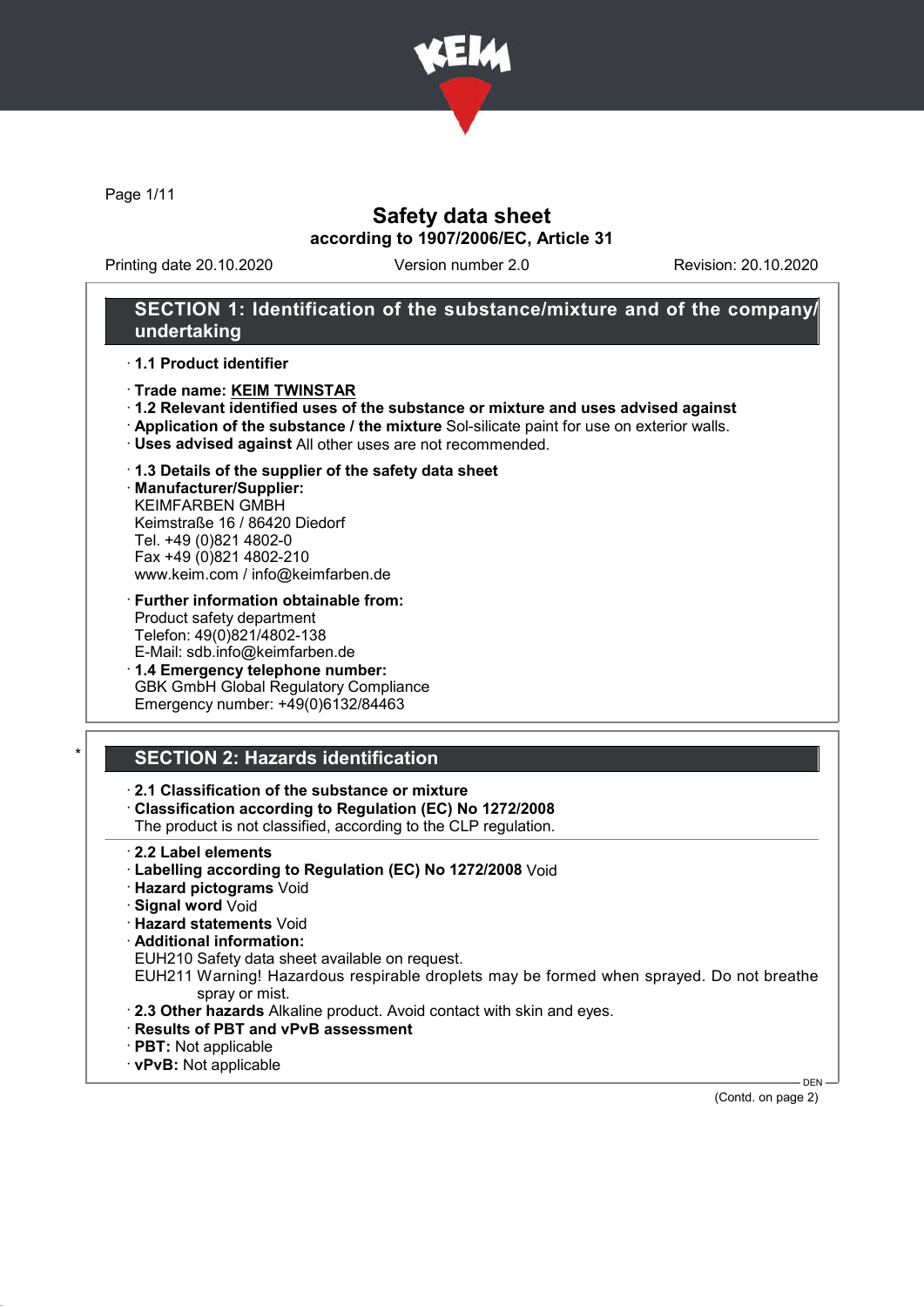# Safety data sheet

**according to 1907/2006/EC, Article 31**

Printing date 20.10.2020 Version number 2.0 Revision: 20.10.2020

## SECTION 1: Identification of the substance/mixture and of the company/undertaking

· **1.1 Product identifier**

· **Trade name: KEIM TWINSTAR**

· **1.2 Relevant identified uses of the substance or mixture and uses advised against**

· **Application of the substance / the mixture** Sol-silicate paint for use on exterior walls.

· **Uses advised against** All other uses are not recommended.

· **1.3 Details of the supplier of the safety data sheet**

· **Manufacturer/Supplier:**
KEIMFARBEN GMBH
Keimstraße 16 / 86420 Diedorf
Tel. +49 (0)821 4802-0
Fax +49 (0)821 4802-210
www.keim.com / info@keimfarben.de

· **Further information obtainable from:**
Product safety department
Telefon: 49(0)821/4802-138
E-Mail: sdb.info@keimfarben.de

· **1.4 Emergency telephone number:**
GBK GmbH Global Regulatory Compliance
Emergency number: +49(0)6132/84463

## * SECTION 2: Hazards identification

· **2.1 Classification of the substance or mixture**

· **Classification according to Regulation (EC) No 1272/2008**
The product is not classified, according to the CLP regulation.

· **2.2 Label elements**

· **Labelling according to Regulation (EC) No 1272/2008** Void

· **Hazard pictograms** Void

· **Signal word** Void

· **Hazard statements** Void

· **Additional information:**
EUH210 Safety data sheet available on request.
EUH211 Warning! Hazardous respirable droplets may be formed when sprayed. Do not breathe spray or mist.

· **2.3 Other hazards** Alkaline product. Avoid contact with skin and eyes.

· **Results of PBT and vPvB assessment**

· **PBT:** Not applicable

· **vPvB:** Not applicable

DEN

(Contd. on page 2)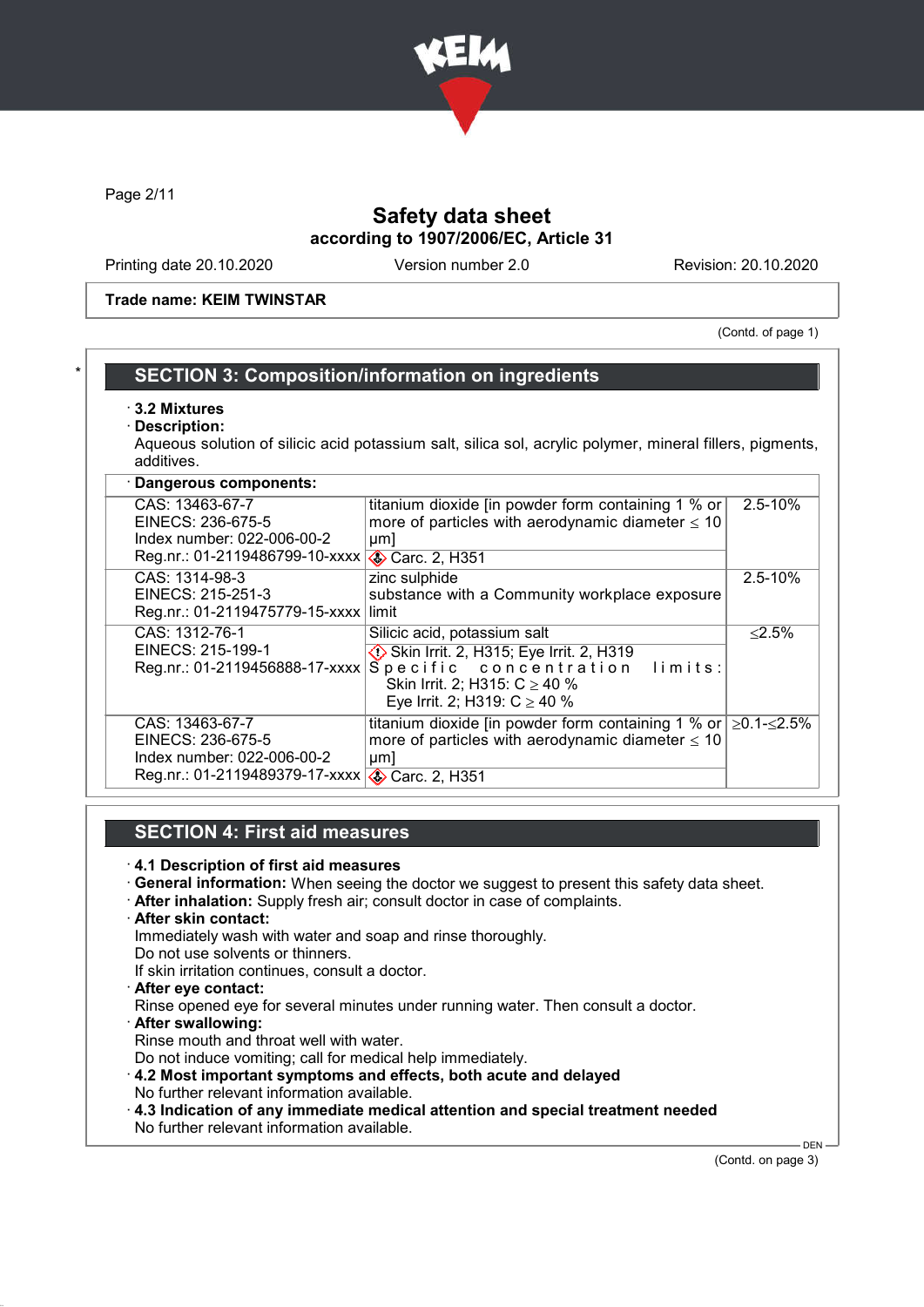Page 2/11

# Safety data sheet
## according to 1907/2006/EC, Article 31

Printing date 20.10.2020 Version number 2.0 Revision: 20.10.2020

**Trade name: KEIM TWINSTAR**

(Contd. of page 1)

## SECTION 3: Composition/information on ingredients

· **3.2 Mixtures**
· **Description:**
Aqueous solution of silicic acid potassium salt, silica sol, acrylic polymer, mineral fillers, pigments, additives.

· **Dangerous components:**

| | | |
|---|---|---|
| CAS: 13463-67-7<br>EINECS: 236-675-5<br>Index number: 022-006-00-2<br>Reg.nr.: 01-2119486799-10-xxxx | titanium dioxide [in powder form containing 1 % or more of particles with aerodynamic diameter ≤ 10 μm]<br>Carc. 2, H351 | 2.5-10% |
| CAS: 1314-98-3<br>EINECS: 215-251-3<br>Reg.nr.: 01-2119475779-15-xxxx | zinc sulphide<br>substance with a Community workplace exposure limit | 2.5-10% |
| CAS: 1312-76-1<br>EINECS: 215-199-1<br>Reg.nr.: 01-2119456888-17-xxxx | Silicic acid, potassium salt<br>Skin Irrit. 2, H315; Eye Irrit. 2, H319<br>Specific concentration limits:<br>Skin Irrit. 2; H315: C ≥ 40 %<br>Eye Irrit. 2; H319: C ≥ 40 % | ≤2.5% |
| CAS: 13463-67-7<br>EINECS: 236-675-5<br>Index number: 022-006-00-2<br>Reg.nr.: 01-2119489379-17-xxxx | titanium dioxide [in powder form containing 1 % or more of particles with aerodynamic diameter ≤ 10 μm]<br>Carc. 2, H351 | ≥0.1-≤2.5% |

## SECTION 4: First aid measures

· **4.1 Description of first aid measures**
· **General information:** When seeing the doctor we suggest to present this safety data sheet.
· **After inhalation:** Supply fresh air; consult doctor in case of complaints.
· **After skin contact:**
Immediately wash with water and soap and rinse thoroughly.
Do not use solvents or thinners.
If skin irritation continues, consult a doctor.
· **After eye contact:**
Rinse opened eye for several minutes under running water. Then consult a doctor.
· **After swallowing:**
Rinse mouth and throat well with water.
Do not induce vomiting; call for medical help immediately.
· **4.2 Most important symptoms and effects, both acute and delayed**
No further relevant information available.
· **4.3 Indication of any immediate medical attention and special treatment needed**
No further relevant information available.

(Contd. on page 3)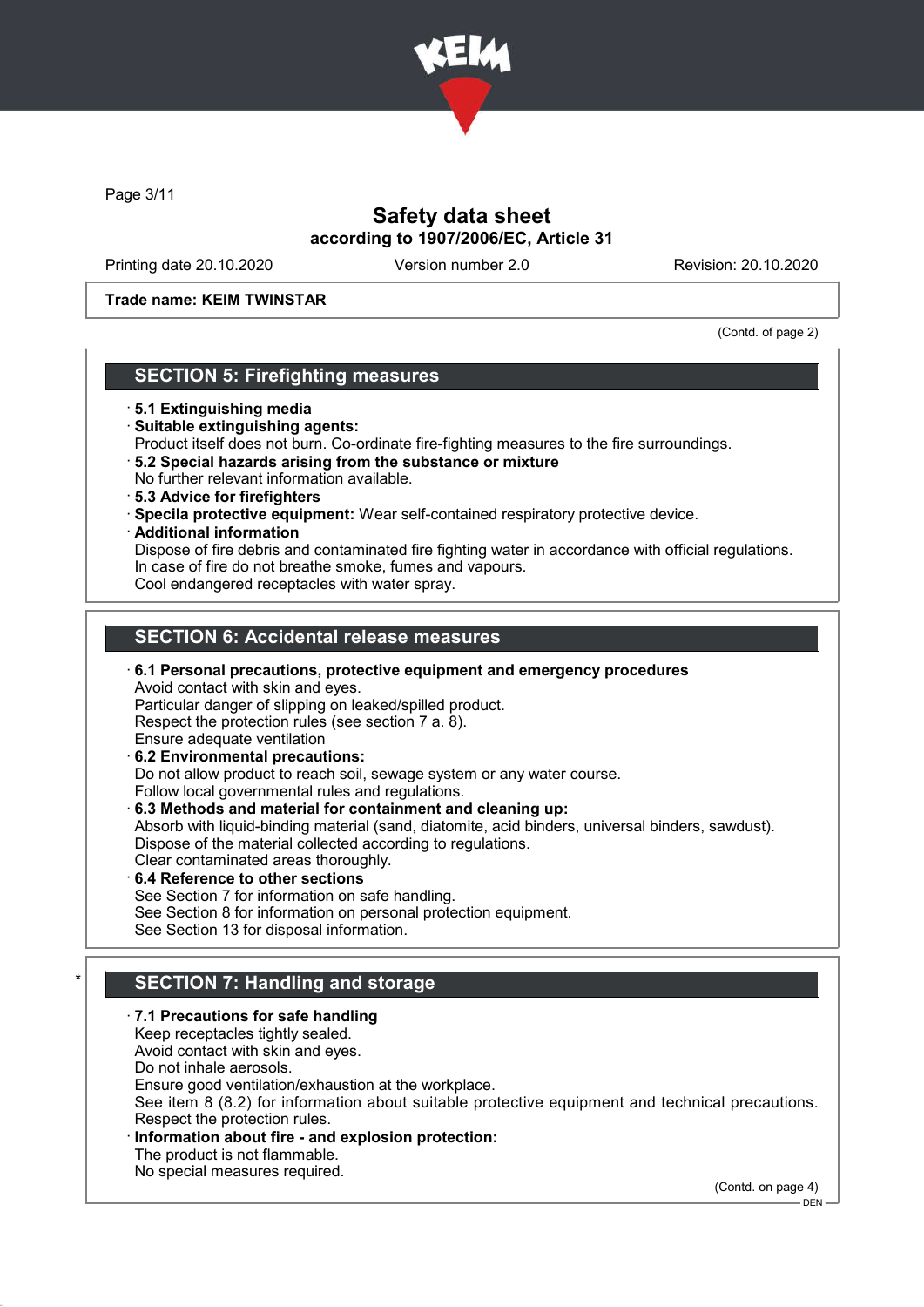Trade name: KEIM TWINSTAR

(Contd. of page 2)

## SECTION 5: Firefighting measures

· **5.1 Extinguishing media**
· **Suitable extinguishing agents:**
Product itself does not burn. Co-ordinate fire-fighting measures to the fire surroundings.
· **5.2 Special hazards arising from the substance or mixture**
No further relevant information available.
· **5.3 Advice for firefighters**
· **Specila protective equipment:** Wear self-contained respiratory protective device.
· **Additional information**
Dispose of fire debris and contaminated fire fighting water in accordance with official regulations.
In case of fire do not breathe smoke, fumes and vapours.
Cool endangered receptacles with water spray.

## SECTION 6: Accidental release measures

· **6.1 Personal precautions, protective equipment and emergency procedures**
Avoid contact with skin and eyes.
Particular danger of slipping on leaked/spilled product.
Respect the protection rules (see section 7 a. 8).
Ensure adequate ventilation
· **6.2 Environmental precautions:**
Do not allow product to reach soil, sewage system or any water course.
Follow local governmental rules and regulations.
· **6.3 Methods and material for containment and cleaning up:**
Absorb with liquid-binding material (sand, diatomite, acid binders, universal binders, sawdust).
Dispose of the material collected according to regulations.
Clear contaminated areas thoroughly.
· **6.4 Reference to other sections**
See Section 7 for information on safe handling.
See Section 8 for information on personal protection equipment.
See Section 13 for disposal information.

\* 
## SECTION 7: Handling and storage

· **7.1 Precautions for safe handling**
Keep receptacles tightly sealed.
Avoid contact with skin and eyes.
Do not inhale aerosols.
Ensure good ventilation/exhaustion at the workplace.
See item 8 (8.2) for information about suitable protective equipment and technical precautions.
Respect the protection rules.
· **Information about fire - and explosion protection:**
The product is not flammable.
No special measures required.

(Contd. on page 4)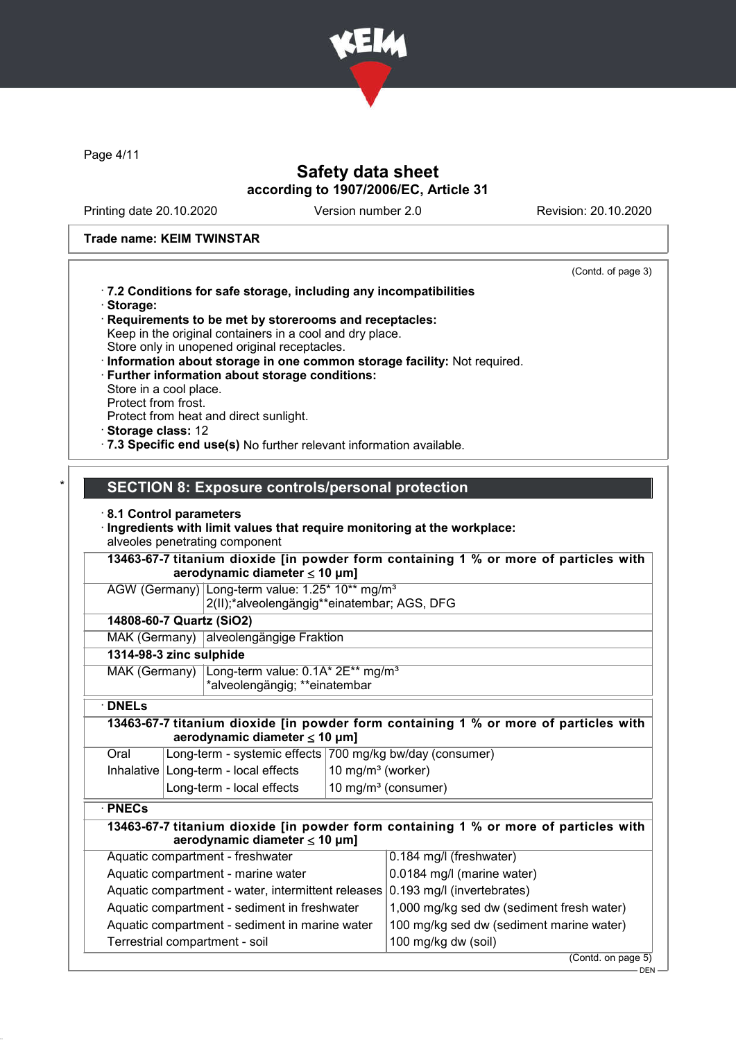Trade name: KEIM TWINSTAR

(Contd. of page 3)

· **7.2 Conditions for safe storage, including any incompatibilities**
· **Storage:**
· **Requirements to be met by storerooms and receptacles:**
Keep in the original containers in a cool and dry place.
Store only in unopened original receptacles.
· **Information about storage in one common storage facility:** Not required.
· **Further information about storage conditions:**
Store in a cool place.
Protect from frost.
Protect from heat and direct sunlight.
· **Storage class:** 12
· **7.3 Specific end use(s)** No further relevant information available.

## SECTION 8: Exposure controls/personal protection

· **8.1 Control parameters**
· **Ingredients with limit values that require monitoring at the workplace:**
alveoles penetrating component

| **13463-67-7 titanium dioxide [in powder form containing 1 % or more of particles with aerodynamic diameter ≤ 10 μm]** | |
|---|---|
| AGW (Germany) | Long-term value: 1.25* 10** mg/m³<br>2(II);*alveolengängig**einatembar; AGS, DFG |
| **14808-60-7 Quartz ($SiO_2$)** | |
| MAK (Germany) | alveolengängige Fraktion |
| **1314-98-3 zinc sulphide** | |
| MAK (Germany) | Long-term value: 0.1A* 2E** mg/m³<br>*alveolengängig; **einatembar |

· **DNELs**

| **13463-67-7 titanium dioxide [in powder form containing 1 % or more of particles with aerodynamic diameter ≤ 10 μm]** | | |
|---|---|---|
| Oral | Long-term - systemic effects | 700 mg/kg bw/day (consumer) |
| Inhalative | Long-term - local effects | 10 mg/m³ (worker) |
| | Long-term - local effects | 10 mg/m³ (consumer) |

· **PNECs**

| **13463-67-7 titanium dioxide [in powder form containing 1 % or more of particles with aerodynamic diameter ≤ 10 μm]** | |
|---|---|
| Aquatic compartment - freshwater | 0.184 mg/l (freshwater) |
| Aquatic compartment - marine water | 0.0184 mg/l (marine water) |
| Aquatic compartment - water, intermittent releases | 0.193 mg/l (invertebrates) |
| Aquatic compartment - sediment in freshwater | 1,000 mg/kg sed dw (sediment fresh water) |
| Aquatic compartment - sediment in marine water | 100 mg/kg sed dw (sediment marine water) |
| Terrestrial compartment - soil | 100 mg/kg dw (soil) |

(Contd. on page 5)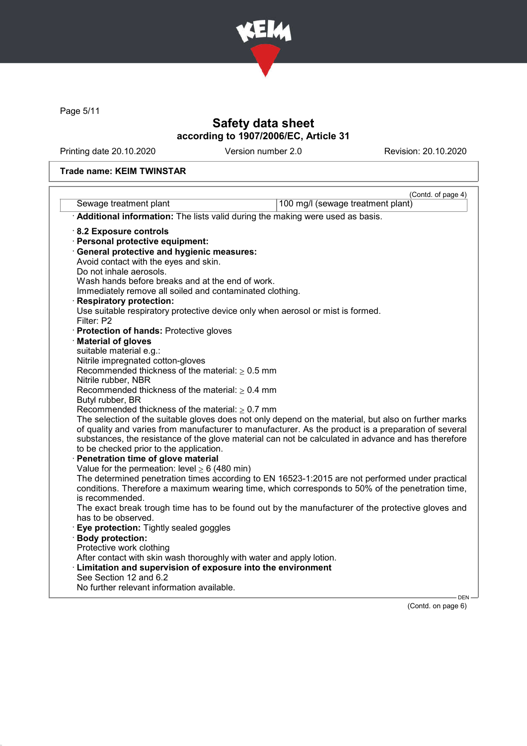**Trade name: KEIM TWINSTAR**

(Contd. of page 4)

| Sewage treatment plant | 100 mg/l (sewage treatment plant) |
|---|---|

· **Additional information:** The lists valid during the making were used as basis.

· **8.2 Exposure controls**

· **Personal protective equipment:**

· **General protective and hygienic measures:**
Avoid contact with the eyes and skin.
Do not inhale aerosols.
Wash hands before breaks and at the end of work.
Immediately remove all soiled and contaminated clothing.

· **Respiratory protection:**
Use suitable respiratory protective device only when aerosol or mist is formed.
Filter: P2

· **Protection of hands:** Protective gloves

· **Material of gloves**
suitable material e.g.:
Nitrile impregnated cotton-gloves
Recommended thickness of the material: ≥ 0.5 mm
Nitrile rubber, NBR
Recommended thickness of the material: ≥ 0.4 mm
Butyl rubber, BR
Recommended thickness of the material: ≥ 0.7 mm
The selection of the suitable gloves does not only depend on the material, but also on further marks of quality and varies from manufacturer to manufacturer. As the product is a preparation of several substances, the resistance of the glove material can not be calculated in advance and has therefore to be checked prior to the application.

· **Penetration time of glove material**
Value for the permeation: level ≥ 6 (480 min)
The determined penetration times according to EN 16523-1:2015 are not performed under practical conditions. Therefore a maximum wearing time, which corresponds to 50% of the penetration time, is recommended.
The exact break trough time has to be found out by the manufacturer of the protective gloves and has to be observed.

· **Eye protection:** Tightly sealed goggles

· **Body protection:**
Protective work clothing
After contact with skin wash thoroughly with water and apply lotion.

· **Limitation and supervision of exposure into the environment**
See Section 12 and 6.2
No further relevant information available.

(Contd. on page 6)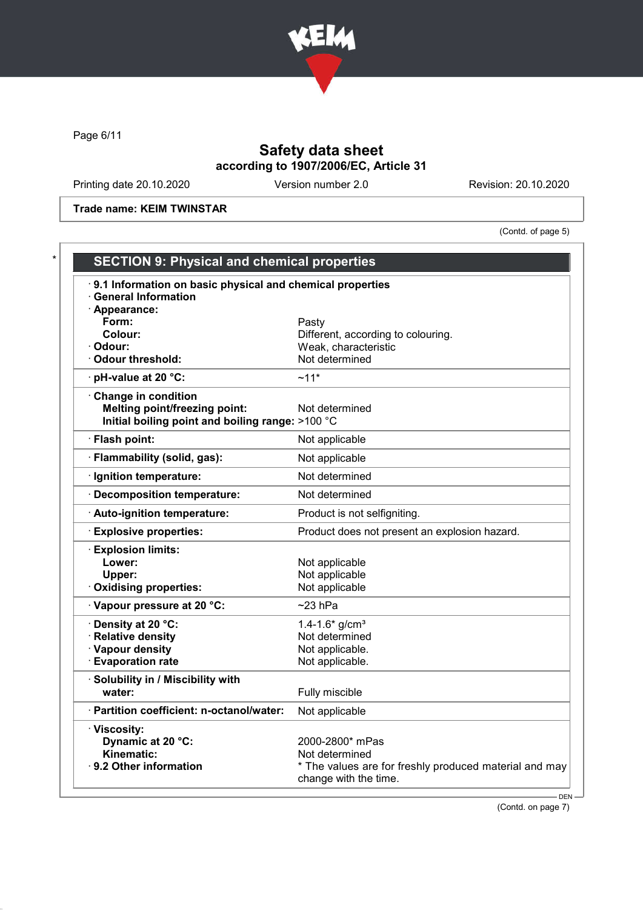Trade name: KEIM TWINSTAR

(Contd. of page 5)

## SECTION 9: Physical and chemical properties

| Property | Value |
|---|---|
| **· 9.1 Information on basic physical and chemical properties** | |
| **· General Information** | |
| **· Appearance:** | |
| **Form:** | Pasty |
| **Colour:** | Different, according to colouring. |
| **· Odour:** | Weak, characteristic |
| **· Odour threshold:** | Not determined |
| **· pH-value at 20 °C:** | ~11* |
| **· Change in condition** | |
| **Melting point/freezing point:** | Not determined |
| **Initial boiling point and boiling range:** | >100 °C |
| **· Flash point:** | Not applicable |
| **· Flammability (solid, gas):** | Not applicable |
| **· Ignition temperature:** | Not determined |
| **· Decomposition temperature:** | Not determined |
| **· Auto-ignition temperature:** | Product is not selfigniting. |
| **· Explosive properties:** | Product does not present an explosion hazard. |
| **· Explosion limits:** | |
| **Lower:** | Not applicable |
| **Upper:** | Not applicable |
| **· Oxidising properties:** | Not applicable |
| **· Vapour pressure at 20 °C:** | ~23 hPa |
| **· Density at 20 °C:** | 1.4-1.6* g/cm³ |
| **· Relative density** | Not determined |
| **· Vapour density** | Not applicable. |
| **· Evaporation rate** | Not applicable. |
| **· Solubility in / Miscibility with water:** | Fully miscible |
| **· Partition coefficient: n-octanol/water:** | Not applicable |
| **· Viscosity:** | |
| **Dynamic at 20 °C:** | 2000-2800* mPas |
| **Kinematic:** | Not determined |
| **· 9.2 Other information** | * The values are for freshly produced material and may change with the time. |

(Contd. on page 7)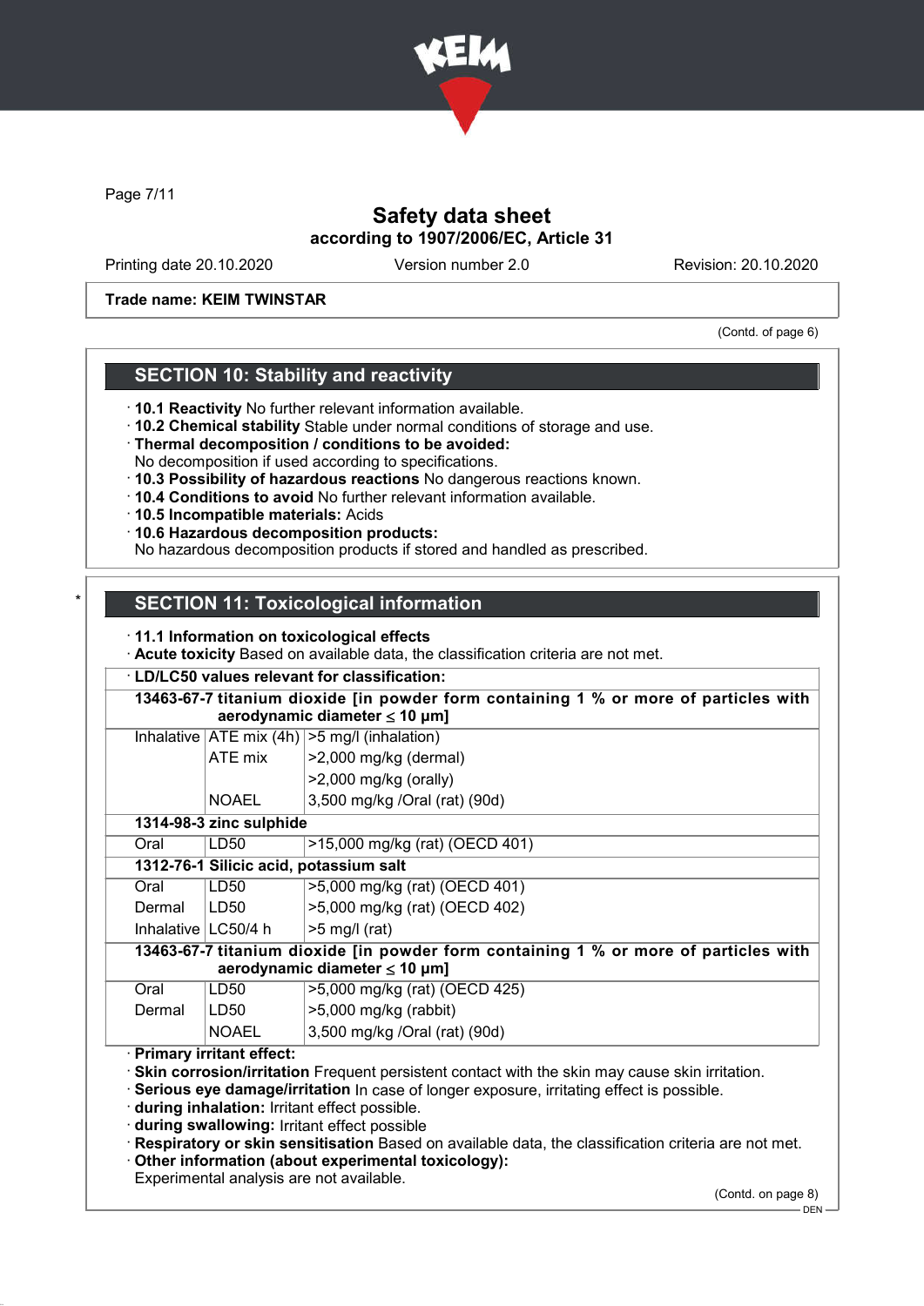Trade name: KEIM TWINSTAR

(Contd. of page 6)

## SECTION 10: Stability and reactivity

· **10.1 Reactivity** No further relevant information available.
· **10.2 Chemical stability** Stable under normal conditions of storage and use.
· **Thermal decomposition / conditions to be avoided:**
No decomposition if used according to specifications.
· **10.3 Possibility of hazardous reactions** No dangerous reactions known.
· **10.4 Conditions to avoid** No further relevant information available.
· **10.5 Incompatible materials:** Acids
· **10.6 Hazardous decomposition products:**
No hazardous decomposition products if stored and handled as prescribed.

## * SECTION 11: Toxicological information

· **11.1 Information on toxicological effects**
· **Acute toxicity** Based on available data, the classification criteria are not met.

· **LD/LC50 values relevant for classification:**

| | | |
|---|---|---|
| **13463-67-7 titanium dioxide [in powder form containing 1 % or more of particles with aerodynamic diameter ≤ 10 μm]** | | |
| Inhalative | ATE mix (4h) | >5 mg/l (inhalation) |
| | ATE mix | >2,000 mg/kg (dermal) |
| | | >2,000 mg/kg (orally) |
| | NOAEL | 3,500 mg/kg /Oral (rat) (90d) |
| **1314-98-3 zinc sulphide** | | |
| Oral | LD50 | >15,000 mg/kg (rat) (OECD 401) |
| **1312-76-1 Silicic acid, potassium salt** | | |
| Oral | LD50 | >5,000 mg/kg (rat) (OECD 401) |
| Dermal | LD50 | >5,000 mg/kg (rat) (OECD 402) |
| Inhalative | LC50/4 h | >5 mg/l (rat) |
| **13463-67-7 titanium dioxide [in powder form containing 1 % or more of particles with aerodynamic diameter ≤ 10 μm]** | | |
| Oral | LD50 | >5,000 mg/kg (rat) (OECD 425) |
| Dermal | LD50 | >5,000 mg/kg (rabbit) |
| | NOAEL | 3,500 mg/kg /Oral (rat) (90d) |

· **Primary irritant effect:**
· **Skin corrosion/irritation** Frequent persistent contact with the skin may cause skin irritation.
· **Serious eye damage/irritation** In case of longer exposure, irritating effect is possible.
· **during inhalation:** Irritant effect possible.
· **during swallowing:** Irritant effect possible
· **Respiratory or skin sensitisation** Based on available data, the classification criteria are not met.
· **Other information (about experimental toxicology):**
Experimental analysis are not available.

(Contd. on page 8)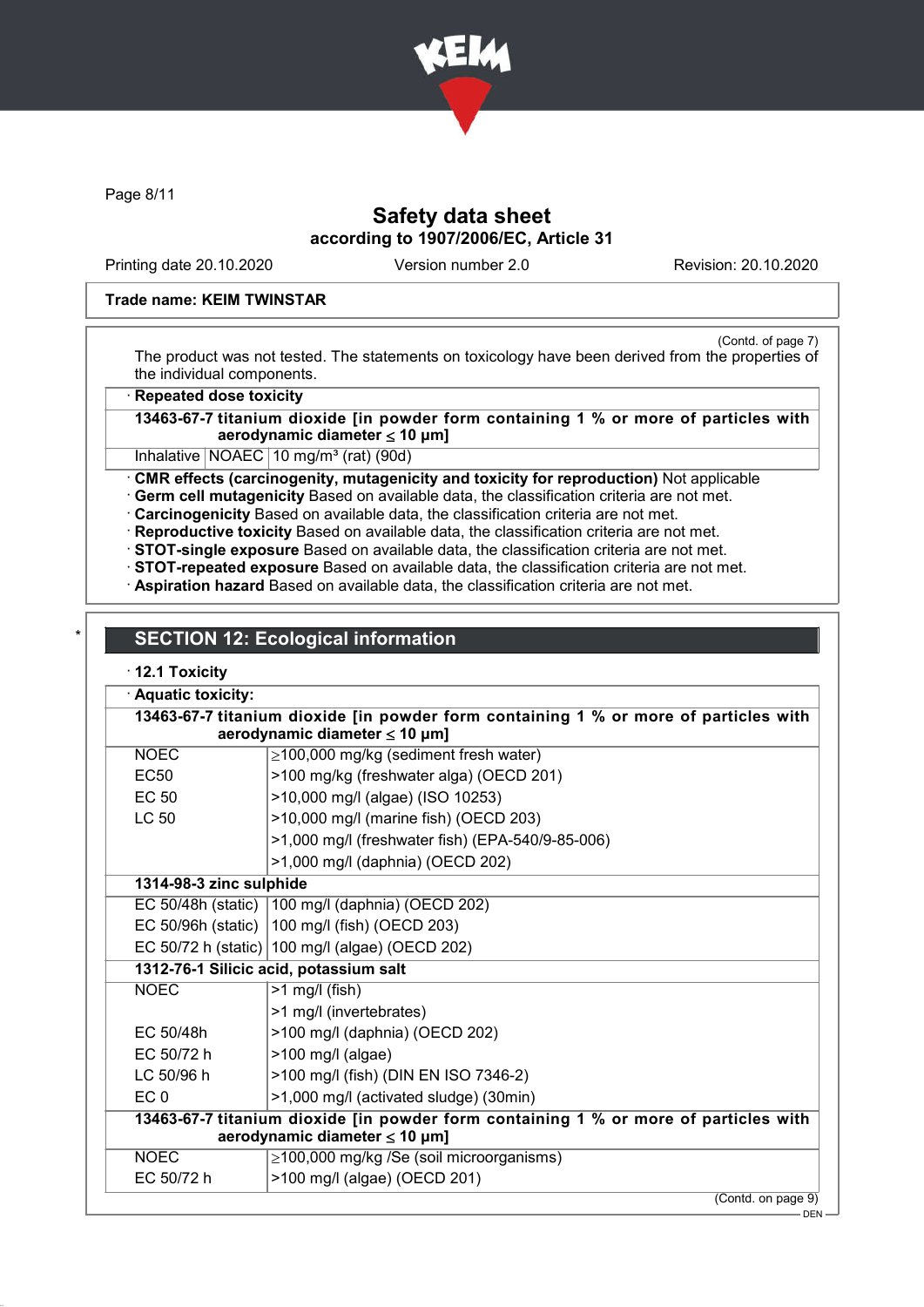Trade name: KEIM TWINSTAR

(Contd. of page 7)

The product was not tested. The statements on toxicology have been derived from the properties of the individual components.

· **Repeated dose toxicity**

| **13463-67-7 titanium dioxide [in powder form containing 1 % or more of particles with aerodynamic diameter ≤ 10 μm]** | | |
|---|---|---|
| Inhalative | NOAEC | 10 mg/m³ (rat) (90d) |

· **CMR effects (carcinogenity, mutagenicity and toxicity for reproduction)** Not applicable
· **Germ cell mutagenicity** Based on available data, the classification criteria are not met.
· **Carcinogenicity** Based on available data, the classification criteria are not met.
· **Reproductive toxicity** Based on available data, the classification criteria are not met.
· **STOT-single exposure** Based on available data, the classification criteria are not met.
· **STOT-repeated exposure** Based on available data, the classification criteria are not met.
· **Aspiration hazard** Based on available data, the classification criteria are not met.

## SECTION 12: Ecological information

· **12.1 Toxicity**

· **Aquatic toxicity:**

| **13463-67-7 titanium dioxide [in powder form containing 1 % or more of particles with aerodynamic diameter ≤ 10 μm]** | |
|---|---|
| NOEC | ≥100,000 mg/kg (sediment fresh water) |
| EC50 | >100 mg/kg (freshwater alga) (OECD 201) |
| EC 50 | >10,000 mg/l (algae) (ISO 10253) |
| LC 50 | >10,000 mg/l (marine fish) (OECD 203) |
| | >1,000 mg/l (freshwater fish) (EPA-540/9-85-006) |
| | >1,000 mg/l (daphnia) (OECD 202) |
| **1314-98-3 zinc sulphide** | |
| EC 50/48h (static) | 100 mg/l (daphnia) (OECD 202) |
| EC 50/96h (static) | 100 mg/l (fish) (OECD 203) |
| EC 50/72 h (static) | 100 mg/l (algae) (OECD 202) |
| **1312-76-1 Silicic acid, potassium salt** | |
| NOEC | >1 mg/l (fish) |
| | >1 mg/l (invertebrates) |
| EC 50/48h | >100 mg/l (daphnia) (OECD 202) |
| EC 50/72 h | >100 mg/l (algae) |
| LC 50/96 h | >100 mg/l (fish) (DIN EN ISO 7346-2) |
| EC 0 | >1,000 mg/l (activated sludge) (30min) |
| **13463-67-7 titanium dioxide [in powder form containing 1 % or more of particles with aerodynamic diameter ≤ 10 μm]** | |
| NOEC | ≥100,000 mg/kg /Se (soil microorganisms) |
| EC 50/72 h | >100 mg/l (algae) (OECD 201) |

(Contd. on page 9)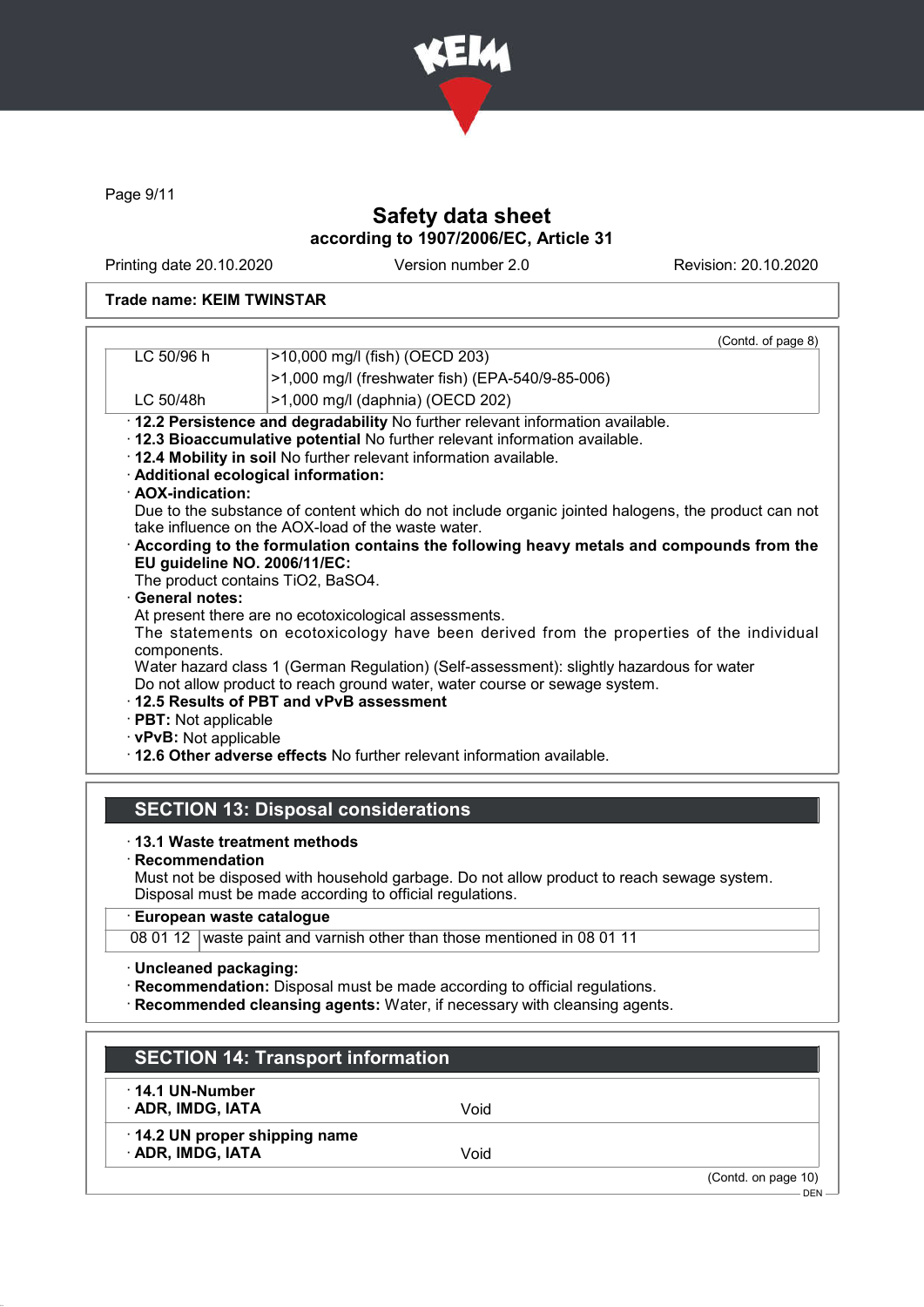(Contd. of page 8)

| | |
|---|---|
| LC 50/96 h | >10,000 mg/l (fish) (OECD 203) |
| | >1,000 mg/l (freshwater fish) (EPA-540/9-85-006) |
| LC 50/48h | >1,000 mg/l (daphnia) (OECD 202) |

· **12.2 Persistence and degradability** No further relevant information available.
· **12.3 Bioaccumulative potential** No further relevant information available.
· **12.4 Mobility in soil** No further relevant information available.
· **Additional ecological information:**
· **AOX-indication:**
Due to the substance of content which do not include organic jointed halogens, the product can not take influence on the AOX-load of the waste water.
· **According to the formulation contains the following heavy metals and compounds from the EU guideline NO. 2006/11/EC:**
The product contains $TiO_2$, $BaSO_4$.
· **General notes:**
At present there are no ecotoxicological assessments.
The statements on ecotoxicology have been derived from the properties of the individual components.
Water hazard class 1 (German Regulation) (Self-assessment): slightly hazardous for water
Do not allow product to reach ground water, water course or sewage system.
· **12.5 Results of PBT and vPvB assessment**
· **PBT:** Not applicable
· **vPvB:** Not applicable
· **12.6 Other adverse effects** No further relevant information available.

## SECTION 13: Disposal considerations

· **13.1 Waste treatment methods**
· **Recommendation**
Must not be disposed with household garbage. Do not allow product to reach sewage system.
Disposal must be made according to official regulations.

· **European waste catalogue**

| | |
|---|---|
| 08 01 12 | waste paint and varnish other than those mentioned in 08 01 11 |

· **Uncleaned packaging:**
· **Recommendation:** Disposal must be made according to official regulations.
· **Recommended cleansing agents:** Water, if necessary with cleansing agents.

## SECTION 14: Transport information

· **14.1 UN-Number**
· **ADR, IMDG, IATA** Void

· **14.2 UN proper shipping name**
· **ADR, IMDG, IATA** Void

(Contd. on page 10)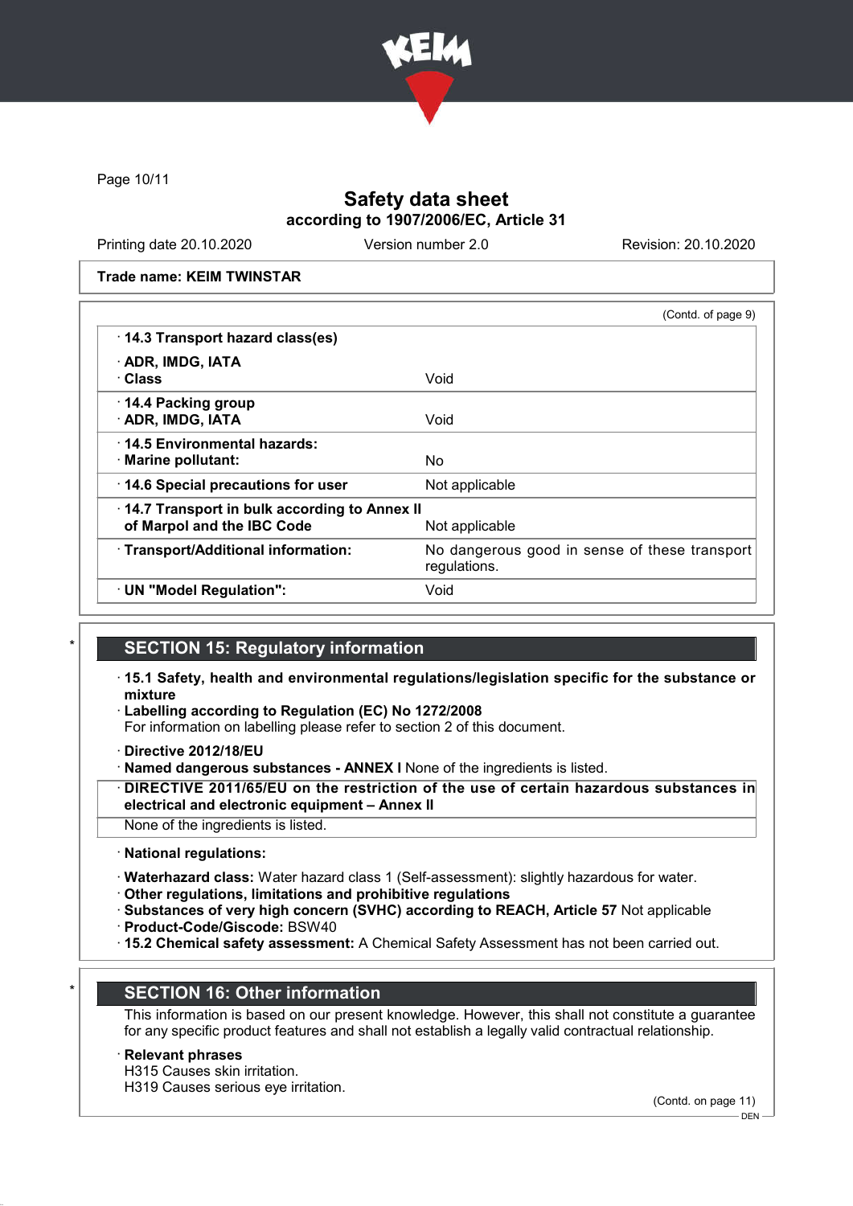Safety data sheet
according to 1907/2006/EC, Article 31

Printing date 20.10.2020 | Version number 2.0 | Revision: 20.10.2020

**Trade name: KEIM TWINSTAR**

(Contd. of page 9)

| | |
|---|---|
| · **14.3 Transport hazard class(es)** | |
| · **ADR, IMDG, IATA** | |
| · **Class** | Void |
| · **14.4 Packing group** | |
| · **ADR, IMDG, IATA** | Void |
| · **14.5 Environmental hazards:** | |
| · **Marine pollutant:** | No |
| · **14.6 Special precautions for user** | Not applicable |
| · **14.7 Transport in bulk according to Annex II of Marpol and the IBC Code** | Not applicable |
| · **Transport/Additional information:** | No dangerous good in sense of these transport regulations. |
| · **UN "Model Regulation":** | Void |

## * SECTION 15: Regulatory information

· **15.1 Safety, health and environmental regulations/legislation specific for the substance or mixture**
· **Labelling according to Regulation (EC) No 1272/2008**
For information on labelling please refer to section 2 of this document.

· **Directive 2012/18/EU**
· **Named dangerous substances - ANNEX I** None of the ingredients is listed.
· **DIRECTIVE 2011/65/EU on the restriction of the use of certain hazardous substances in electrical and electronic equipment – Annex II**
None of the ingredients is listed.

· **National regulations:**

· **Waterhazard class:** Water hazard class 1 (Self-assessment): slightly hazardous for water.
· **Other regulations, limitations and prohibitive regulations**
· **Substances of very high concern (SVHC) according to REACH, Article 57** Not applicable
· **Product-Code/Giscode:** BSW40
· **15.2 Chemical safety assessment:** A Chemical Safety Assessment has not been carried out.

## * SECTION 16: Other information

This information is based on our present knowledge. However, this shall not constitute a guarantee for any specific product features and shall not establish a legally valid contractual relationship.

· **Relevant phrases**
H315 Causes skin irritation.
H319 Causes serious eye irritation.

(Contd. on page 11)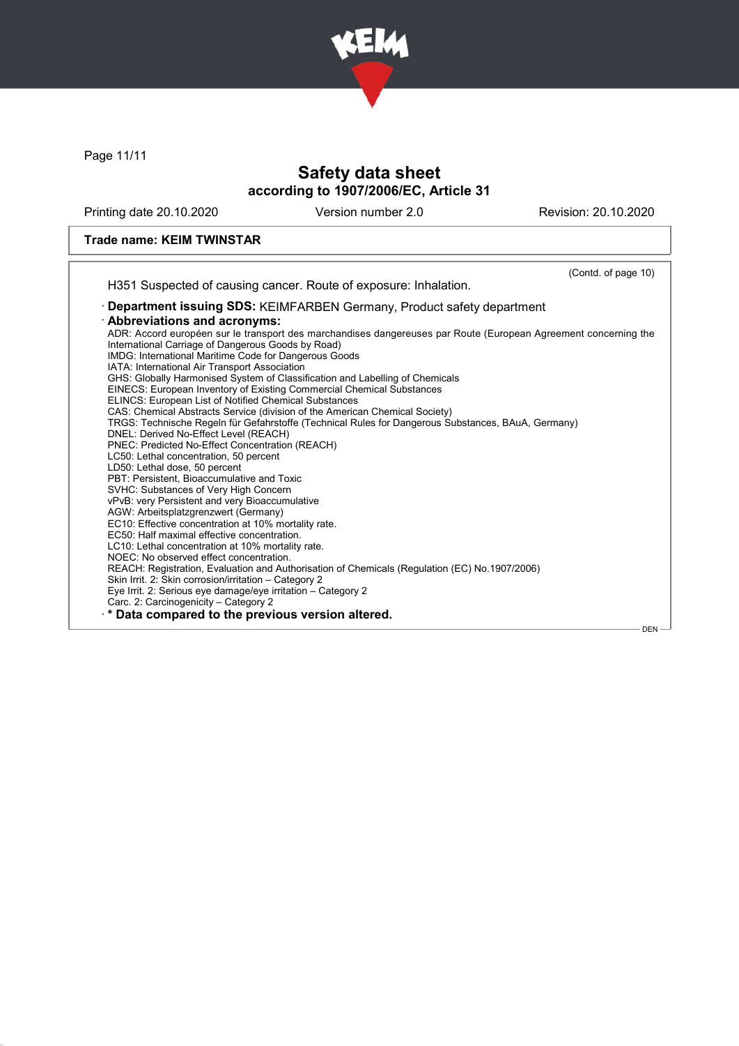# Safety data sheet
## according to 1907/2006/EC, Article 31

Printing date 20.10.2020 | Version number 2.0 | Revision: 20.10.2020

**Trade name: KEIM TWINSTAR**

(Contd. of page 10)

H351 Suspected of causing cancer. Route of exposure: Inhalation.

· **Department issuing SDS:** KEIMFARBEN Germany, Product safety department

· **Abbreviations and acronyms:**

ADR: Accord européen sur le transport des marchandises dangereuses par Route (European Agreement concerning the International Carriage of Dangerous Goods by Road)
IMDG: International Maritime Code for Dangerous Goods
IATA: International Air Transport Association
GHS: Globally Harmonised System of Classification and Labelling of Chemicals
EINECS: European Inventory of Existing Commercial Chemical Substances
ELINCS: European List of Notified Chemical Substances
CAS: Chemical Abstracts Service (division of the American Chemical Society)
TRGS: Technische Regeln für Gefahrstoffe (Technical Rules for Dangerous Substances, BAuA, Germany)
DNEL: Derived No-Effect Level (REACH)
PNEC: Predicted No-Effect Concentration (REACH)
LC50: Lethal concentration, 50 percent
LD50: Lethal dose, 50 percent
PBT: Persistent, Bioaccumulative and Toxic
SVHC: Substances of Very High Concern
vPvB: very Persistent and very Bioaccumulative
AGW: Arbeitsplatzgrenzwert (Germany)
EC10: Effective concentration at 10% mortality rate.
EC50: Half maximal effective concentration.
LC10: Lethal concentration at 10% mortality rate.
NOEC: No observed effect concentration.
REACH: Registration, Evaluation and Authorisation of Chemicals (Regulation (EC) No.1907/2006)
Skin Irrit. 2: Skin corrosion/irritation – Category 2
Eye Irrit. 2: Serious eye damage/eye irritation – Category 2
Carc. 2: Carcinogenicity – Category 2

· **\* Data compared to the previous version altered.**

DEN